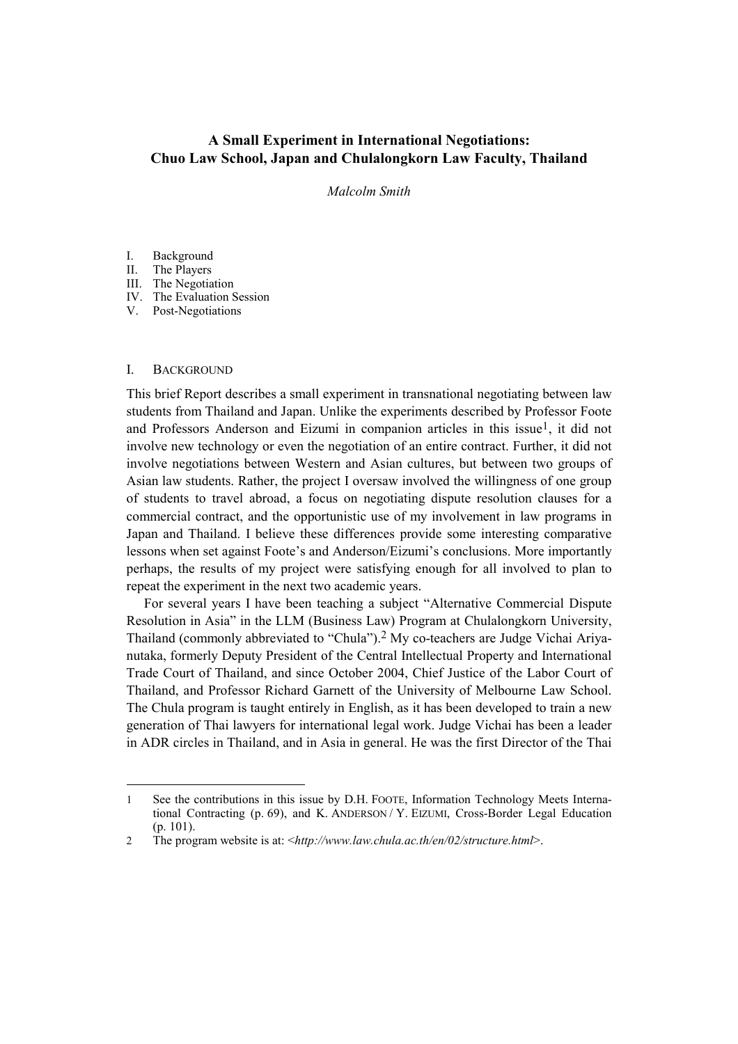# A Small Experiment in International Negotiations: Chuo Law School, Japan and Chulalongkorn Law Faculty, Thailand

*Malcolm Smith*

I. Background
II. The Players
III. The Negotiation
IV. The Evaluation Session
V. Post-Negotiations

## I. Background

This brief Report describes a small experiment in transnational negotiating between law students from Thailand and Japan. Unlike the experiments described by Professor Foote and Professors Anderson and Eizumi in companion articles in this issue[1], it did not involve new technology or even the negotiation of an entire contract. Further, it did not involve negotiations between Western and Asian cultures, but between two groups of Asian law students. Rather, the project I oversaw involved the willingness of one group of students to travel abroad, a focus on negotiating dispute resolution clauses for a commercial contract, and the opportunistic use of my involvement in law programs in Japan and Thailand. I believe these differences provide some interesting comparative lessons when set against Foote's and Anderson/Eizumi's conclusions. More importantly perhaps, the results of my project were satisfying enough for all involved to plan to repeat the experiment in the next two academic years.

For several years I have been teaching a subject "Alternative Commercial Dispute Resolution in Asia" in the LLM (Business Law) Program at Chulalongkorn University, Thailand (commonly abbreviated to "Chula").[2] My co-teachers are Judge Vichai Ariya-nutaka, formerly Deputy President of the Central Intellectual Property and International Trade Court of Thailand, and since October 2004, Chief Justice of the Labor Court of Thailand, and Professor Richard Garnett of the University of Melbourne Law School. The Chula program is taught entirely in English, as it has been developed to train a new generation of Thai lawyers for international legal work. Judge Vichai has been a leader in ADR circles in Thailand, and in Asia in general. He was the first Director of the Thai

---

1 See the contributions in this issue by D.H. Foote, Information Technology Meets International Contracting (p. 69), and K. Anderson / Y. Eizumi, Cross-Border Legal Education (p. 101).

2 The program website is at: <*http://www.law.chula.ac.th/en/02/structure.html*>.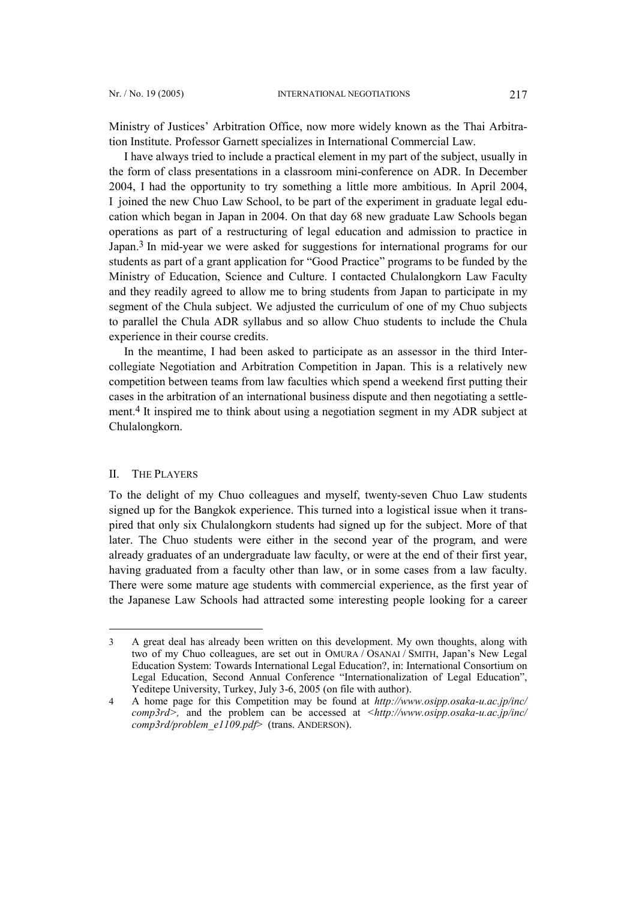Ministry of Justices' Arbitration Office, now more widely known as the Thai Arbitration Institute. Professor Garnett specializes in International Commercial Law.

I have always tried to include a practical element in my part of the subject, usually in the form of class presentations in a classroom mini-conference on ADR. In December 2004, I had the opportunity to try something a little more ambitious. In April 2004, I joined the new Chuo Law School, to be part of the experiment in graduate legal education which began in Japan in 2004. On that day 68 new graduate Law Schools began operations as part of a restructuring of legal education and admission to practice in Japan.[3] In mid-year we were asked for suggestions for international programs for our students as part of a grant application for "Good Practice" programs to be funded by the Ministry of Education, Science and Culture. I contacted Chulalongkorn Law Faculty and they readily agreed to allow me to bring students from Japan to participate in my segment of the Chula subject. We adjusted the curriculum of one of my Chuo subjects to parallel the Chula ADR syllabus and so allow Chuo students to include the Chula experience in their course credits.

In the meantime, I had been asked to participate as an assessor in the third Intercollegiate Negotiation and Arbitration Competition in Japan. This is a relatively new competition between teams from law faculties which spend a weekend first putting their cases in the arbitration of an international business dispute and then negotiating a settlement.[4] It inspired me to think about using a negotiation segment in my ADR subject at Chulalongkorn.

## II. The Players

To the delight of my Chuo colleagues and myself, twenty-seven Chuo Law students signed up for the Bangkok experience. This turned into a logistical issue when it transpired that only six Chulalongkorn students had signed up for the subject. More of that later. The Chuo students were either in the second year of the program, and were already graduates of an undergraduate law faculty, or were at the end of their first year, having graduated from a faculty other than law, or in some cases from a law faculty. There were some mature age students with commercial experience, as the first year of the Japanese Law Schools had attracted some interesting people looking for a career

---

3 A great deal has already been written on this development. My own thoughts, along with two of my Chuo colleagues, are set out in OMURA / OSANAI / SMITH, Japan's New Legal Education System: Towards International Legal Education?, in: International Consortium on Legal Education, Second Annual Conference "Internationalization of Legal Education", Yeditepe University, Turkey, July 3-6, 2005 (on file with author).

4 A home page for this Competition may be found at *http://www.osipp.osaka-u.ac.jp/inc/comp3rd>*, and the problem can be accessed at *<http://www.osipp.osaka-u.ac.jp/inc/comp3rd/problem_e1109.pdf>* (trans. ANDERSON).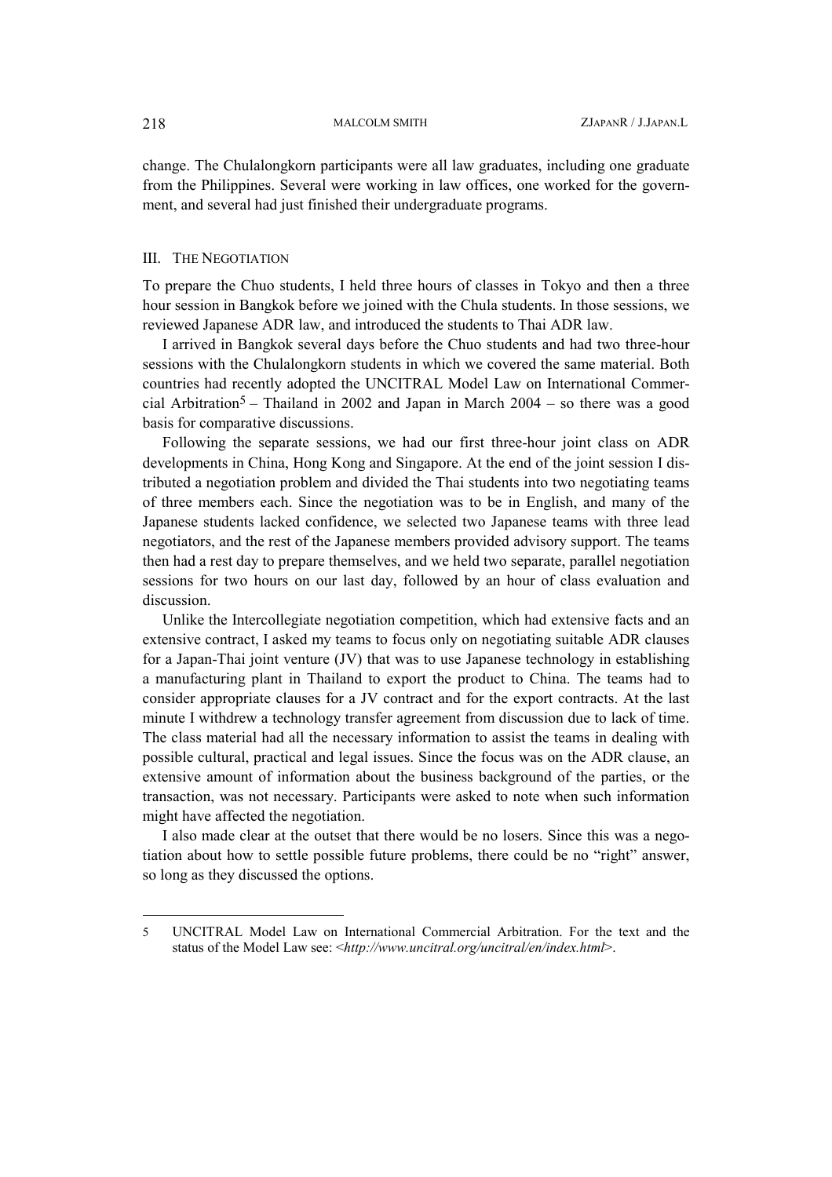change. The Chulalongkorn participants were all law graduates, including one graduate from the Philippines. Several were working in law offices, one worked for the government, and several had just finished their undergraduate programs.

## III. THE NEGOTIATION

To prepare the Chuo students, I held three hours of classes in Tokyo and then a three hour session in Bangkok before we joined with the Chula students. In those sessions, we reviewed Japanese ADR law, and introduced the students to Thai ADR law.

I arrived in Bangkok several days before the Chuo students and had two three-hour sessions with the Chulalongkorn students in which we covered the same material. Both countries had recently adopted the UNCITRAL Model Law on International Commercial Arbitration[5] – Thailand in 2002 and Japan in March 2004 – so there was a good basis for comparative discussions.

Following the separate sessions, we had our first three-hour joint class on ADR developments in China, Hong Kong and Singapore. At the end of the joint session I distributed a negotiation problem and divided the Thai students into two negotiating teams of three members each. Since the negotiation was to be in English, and many of the Japanese students lacked confidence, we selected two Japanese teams with three lead negotiators, and the rest of the Japanese members provided advisory support. The teams then had a rest day to prepare themselves, and we held two separate, parallel negotiation sessions for two hours on our last day, followed by an hour of class evaluation and discussion.

Unlike the Intercollegiate negotiation competition, which had extensive facts and an extensive contract, I asked my teams to focus only on negotiating suitable ADR clauses for a Japan-Thai joint venture (JV) that was to use Japanese technology in establishing a manufacturing plant in Thailand to export the product to China. The teams had to consider appropriate clauses for a JV contract and for the export contracts. At the last minute I withdrew a technology transfer agreement from discussion due to lack of time. The class material had all the necessary information to assist the teams in dealing with possible cultural, practical and legal issues. Since the focus was on the ADR clause, an extensive amount of information about the business background of the parties, or the transaction, was not necessary. Participants were asked to note when such information might have affected the negotiation.

I also made clear at the outset that there would be no losers. Since this was a negotiation about how to settle possible future problems, there could be no "right" answer, so long as they discussed the options.

---

5 UNCITRAL Model Law on International Commercial Arbitration. For the text and the status of the Model Law see: <*http://www.uncitral.org/uncitral/en/index.html*>.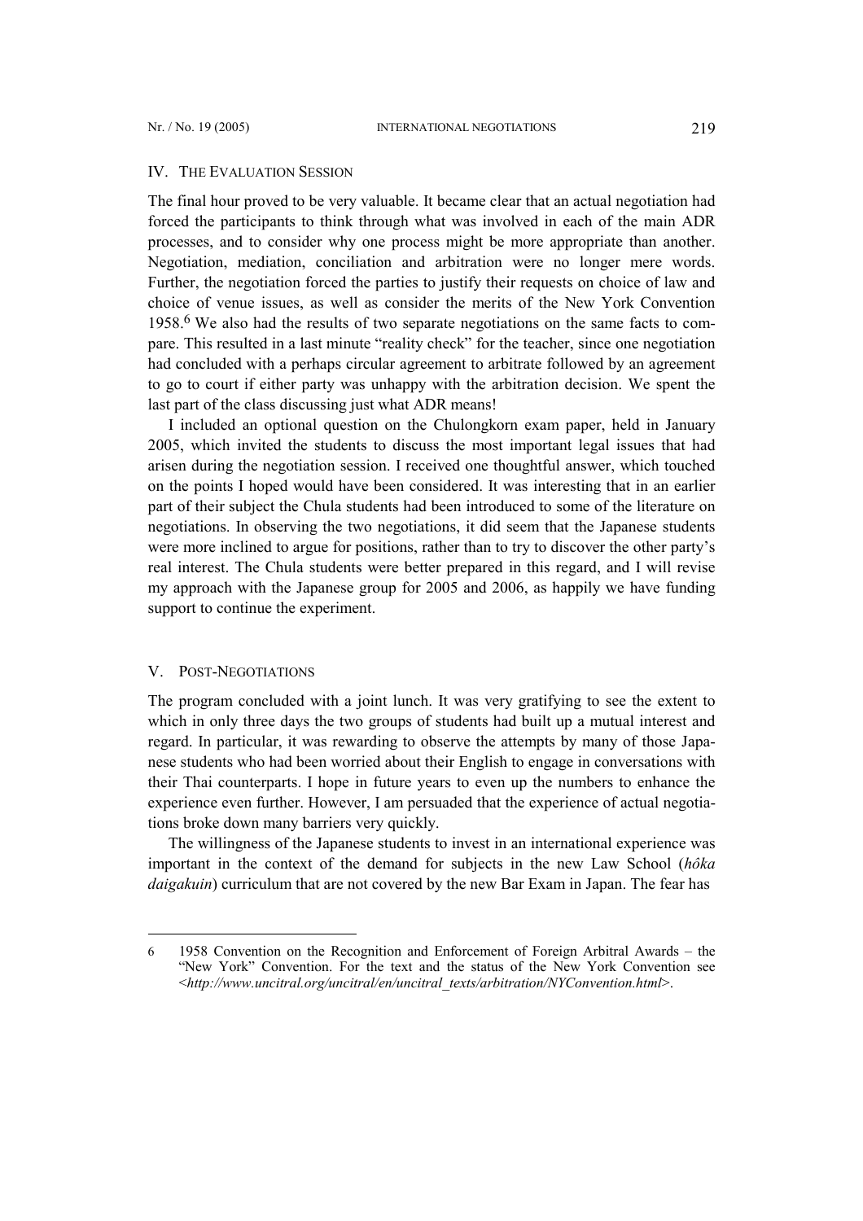## IV. The Evaluation Session

The final hour proved to be very valuable. It became clear that an actual negotiation had forced the participants to think through what was involved in each of the main ADR processes, and to consider why one process might be more appropriate than another. Negotiation, mediation, conciliation and arbitration were no longer mere words. Further, the negotiation forced the parties to justify their requests on choice of law and choice of venue issues, as well as consider the merits of the New York Convention 1958.[6] We also had the results of two separate negotiations on the same facts to compare. This resulted in a last minute "reality check" for the teacher, since one negotiation had concluded with a perhaps circular agreement to arbitrate followed by an agreement to go to court if either party was unhappy with the arbitration decision. We spent the last part of the class discussing just what ADR means!

I included an optional question on the Chulongkorn exam paper, held in January 2005, which invited the students to discuss the most important legal issues that had arisen during the negotiation session. I received one thoughtful answer, which touched on the points I hoped would have been considered. It was interesting that in an earlier part of their subject the Chula students had been introduced to some of the literature on negotiations. In observing the two negotiations, it did seem that the Japanese students were more inclined to argue for positions, rather than to try to discover the other party's real interest. The Chula students were better prepared in this regard, and I will revise my approach with the Japanese group for 2005 and 2006, as happily we have funding support to continue the experiment.

## V. Post-Negotiations

The program concluded with a joint lunch. It was very gratifying to see the extent to which in only three days the two groups of students had built up a mutual interest and regard. In particular, it was rewarding to observe the attempts by many of those Japanese students who had been worried about their English to engage in conversations with their Thai counterparts. I hope in future years to even up the numbers to enhance the experience even further. However, I am persuaded that the experience of actual negotiations broke down many barriers very quickly.

The willingness of the Japanese students to invest in an international experience was important in the context of the demand for subjects in the new Law School (*hôka daigakuin*) curriculum that are not covered by the new Bar Exam in Japan. The fear has

---

6 1958 Convention on the Recognition and Enforcement of Foreign Arbitral Awards – the "New York" Convention. For the text and the status of the New York Convention see <*http://www.uncitral.org/uncitral/en/uncitral_texts/arbitration/NYConvention.html*>.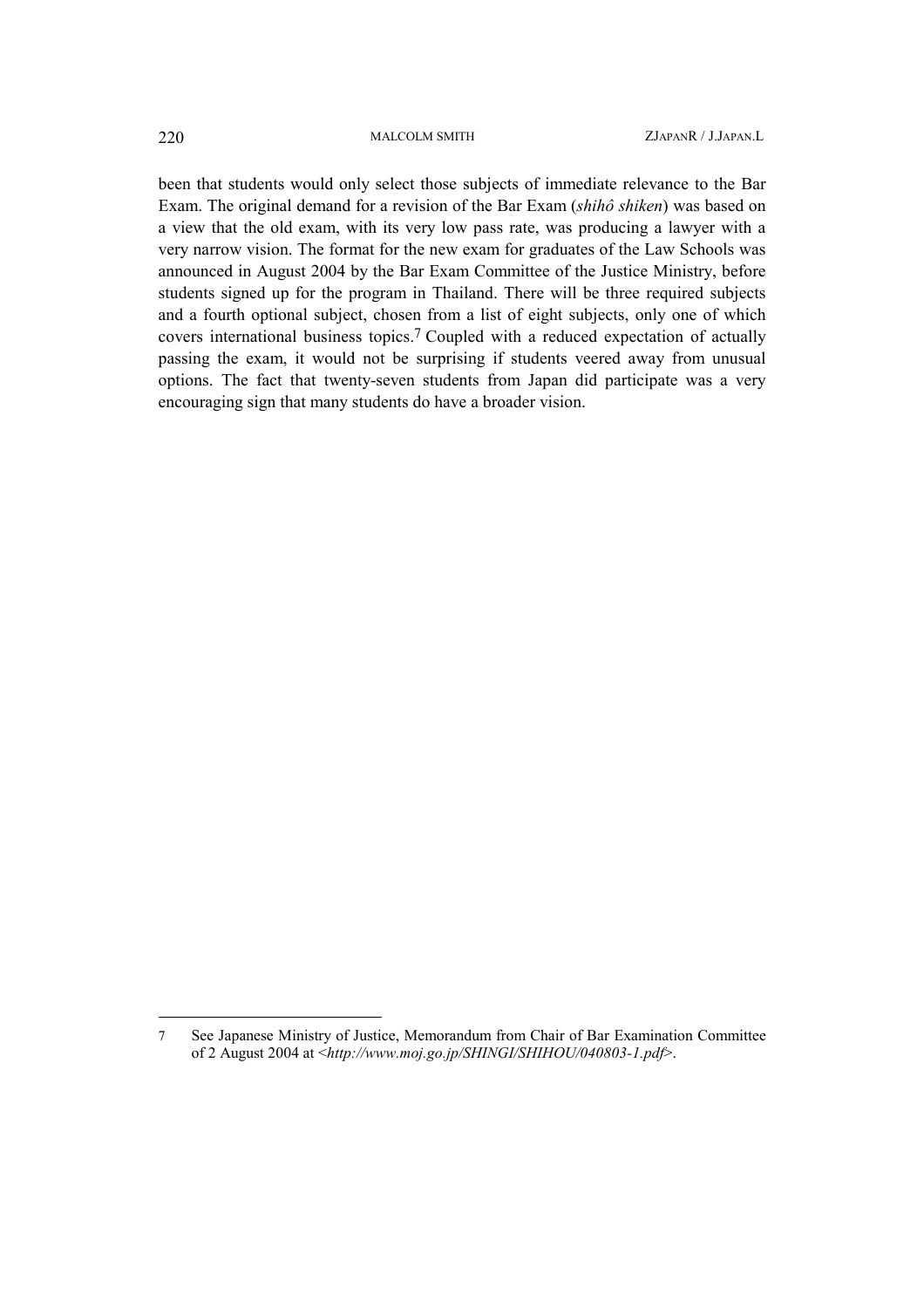been that students would only select those subjects of immediate relevance to the Bar Exam. The original demand for a revision of the Bar Exam (*shihô shiken*) was based on a view that the old exam, with its very low pass rate, was producing a lawyer with a very narrow vision. The format for the new exam for graduates of the Law Schools was announced in August 2004 by the Bar Exam Committee of the Justice Ministry, before students signed up for the program in Thailand. There will be three required subjects and a fourth optional subject, chosen from a list of eight subjects, only one of which covers international business topics.[7] Coupled with a reduced expectation of actually passing the exam, it would not be surprising if students veered away from unusual options. The fact that twenty-seven students from Japan did participate was a very encouraging sign that many students do have a broader vision.

---

7 See Japanese Ministry of Justice, Memorandum from Chair of Bar Examination Committee of 2 August 2004 at <*http://www.moj.go.jp/SHINGI/SHIHOU/040803-1.pdf*>.